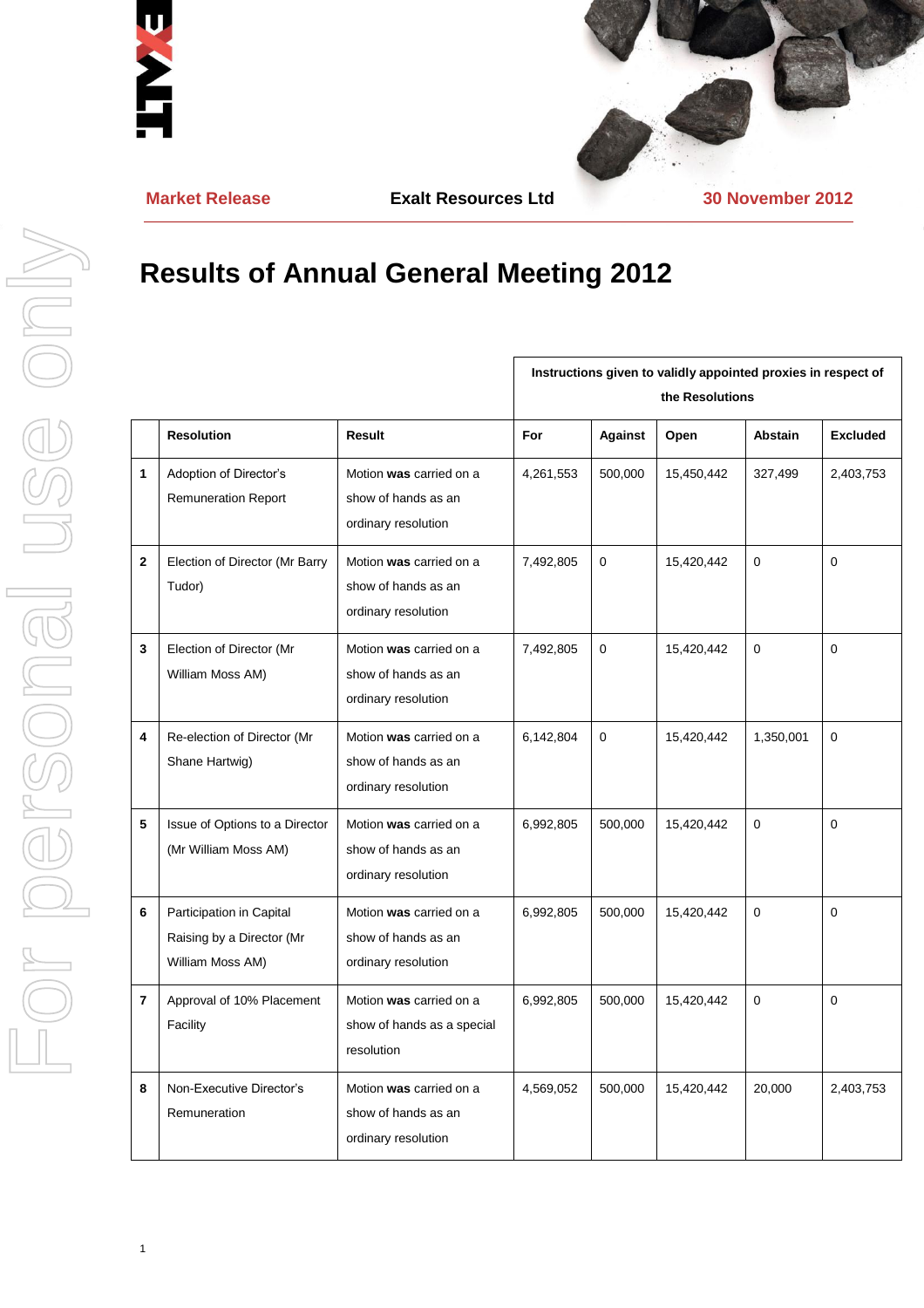Market Release | Exalt Resources Ltd | 30 November 2012

# Results of Annual General Meeting 2012

| | Resolution | Result | Instructions given to validly appointed proxies in respect of the Resolutions | | | | |
|---|---|---|---|---|---|---|---|
| | | | For | Against | Open | Abstain | Excluded |
| **1** | Adoption of Director's Remuneration Report | Motion **was** carried on a show of hands as an ordinary resolution | 4,261,553 | 500,000 | 15,450,442 | 327,499 | 2,403,753 |
| **2** | Election of Director (Mr Barry Tudor) | Motion **was** carried on a show of hands as an ordinary resolution | 7,492,805 | 0 | 15,420,442 | 0 | 0 |
| **3** | Election of Director (Mr William Moss AM) | Motion **was** carried on a show of hands as an ordinary resolution | 7,492,805 | 0 | 15,420,442 | 0 | 0 |
| **4** | Re-election of Director (Mr Shane Hartwig) | Motion **was** carried on a show of hands as an ordinary resolution | 6,142,804 | 0 | 15,420,442 | 1,350,001 | 0 |
| **5** | Issue of Options to a Director (Mr William Moss AM) | Motion **was** carried on a show of hands as an ordinary resolution | 6,992,805 | 500,000 | 15,420,442 | 0 | 0 |
| **6** | Participation in Capital Raising by a Director (Mr William Moss AM) | Motion **was** carried on a show of hands as an ordinary resolution | 6,992,805 | 500,000 | 15,420,442 | 0 | 0 |
| **7** | Approval of 10% Placement Facility | Motion **was** carried on a show of hands as a special resolution | 6,992,805 | 500,000 | 15,420,442 | 0 | 0 |
| **8** | Non-Executive Director's Remuneration | Motion **was** carried on a show of hands as an ordinary resolution | 4,569,052 | 500,000 | 15,420,442 | 20,000 | 2,403,753 |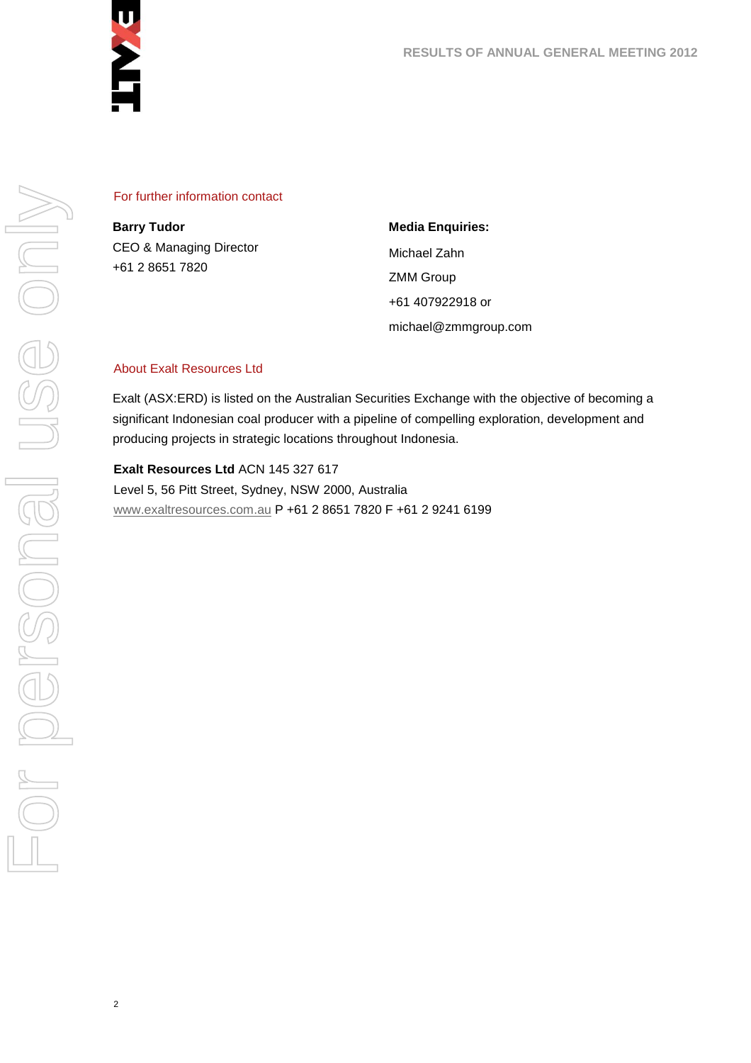## For further information contact

**Barry Tudor**
CEO & Managing Director
+61 2 8651 7820

**Media Enquiries:**

Michael Zahn

ZMM Group

+61 407922918 or

michael@zmmgroup.com

## About Exalt Resources Ltd

Exalt (ASX:ERD) is listed on the Australian Securities Exchange with the objective of becoming a significant Indonesian coal producer with a pipeline of compelling exploration, development and producing projects in strategic locations throughout Indonesia.

**Exalt Resources Ltd** ACN 145 327 617
Level 5, 56 Pitt Street, Sydney, NSW 2000, Australia
www.exaltresources.com.au P +61 2 8651 7820 F +61 2 9241 6199